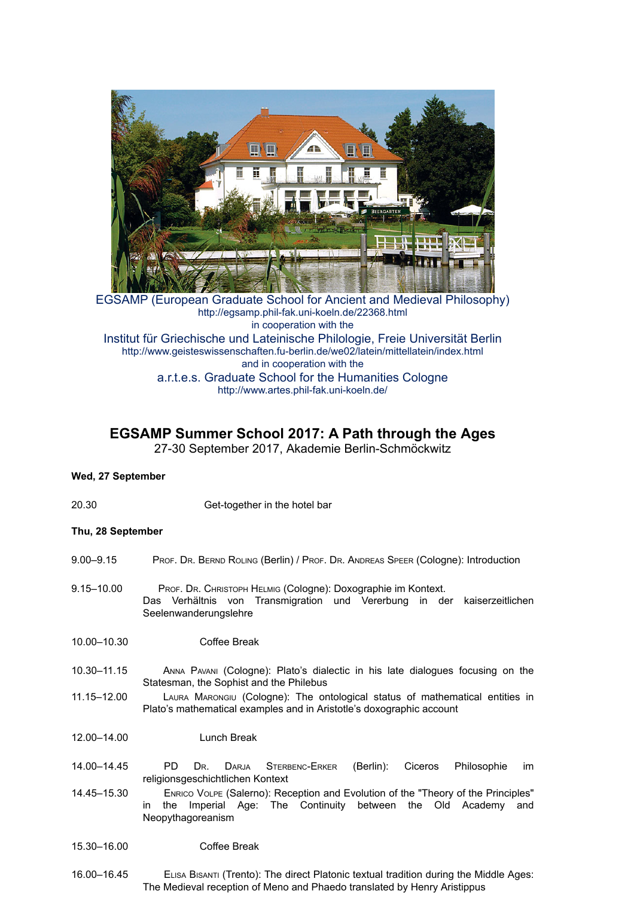EGSAMP (European Graduate School for Ancient and Medieval Philosophy)
http://egsamp.phil-fak.uni-koeln.de/22368.html
in cooperation with the

Institut für Griechische und Lateinische Philologie, Freie Universität Berlin
http://www.geisteswissenschaften.fu-berlin.de/we02/latein/mittellatein/index.html
and in cooperation with the

a.r.t.e.s. Graduate School for the Humanities Cologne
http://www.artes.phil-fak.uni-koeln.de/

# EGSAMP Summer School 2017: A Path through the Ages

27-30 September 2017, Akademie Berlin-Schmöckwitz

**Wed, 27 September**

20.30 Get-together in the hotel bar

**Thu, 28 September**

9.00–9.15 Prof. Dr. Bernd Roling (Berlin) / Prof. Dr. Andreas Speer (Cologne): Introduction

9.15–10.00 Prof. Dr. Christoph Helmig (Cologne): Doxographie im Kontext. Das Verhältnis von Transmigration und Vererbung in der kaiserzeitlichen Seelenwanderungslehre

10.00–10.30 Coffee Break

10.30–11.15 Anna Pavani (Cologne): Plato's dialectic in his late dialogues focusing on the Statesman, the Sophist and the Philebus

11.15–12.00 Laura Marongiu (Cologne): The ontological status of mathematical entities in Plato's mathematical examples and in Aristotle's doxographic account

12.00–14.00 Lunch Break

14.00–14.45 PD Dr. Darja Sterbenc-Erker (Berlin): Ciceros Philosophie im religionsgeschichtlichen Kontext

14.45–15.30 Enrico Volpe (Salerno): Reception and Evolution of the "Theory of the Principles" in the Imperial Age: The Continuity between the Old Academy and Neopythagoreanism

15.30–16.00 Coffee Break

16.00–16.45 Elisa Bisanti (Trento): The direct Platonic textual tradition during the Middle Ages: The Medieval reception of Meno and Phaedo translated by Henry Aristippus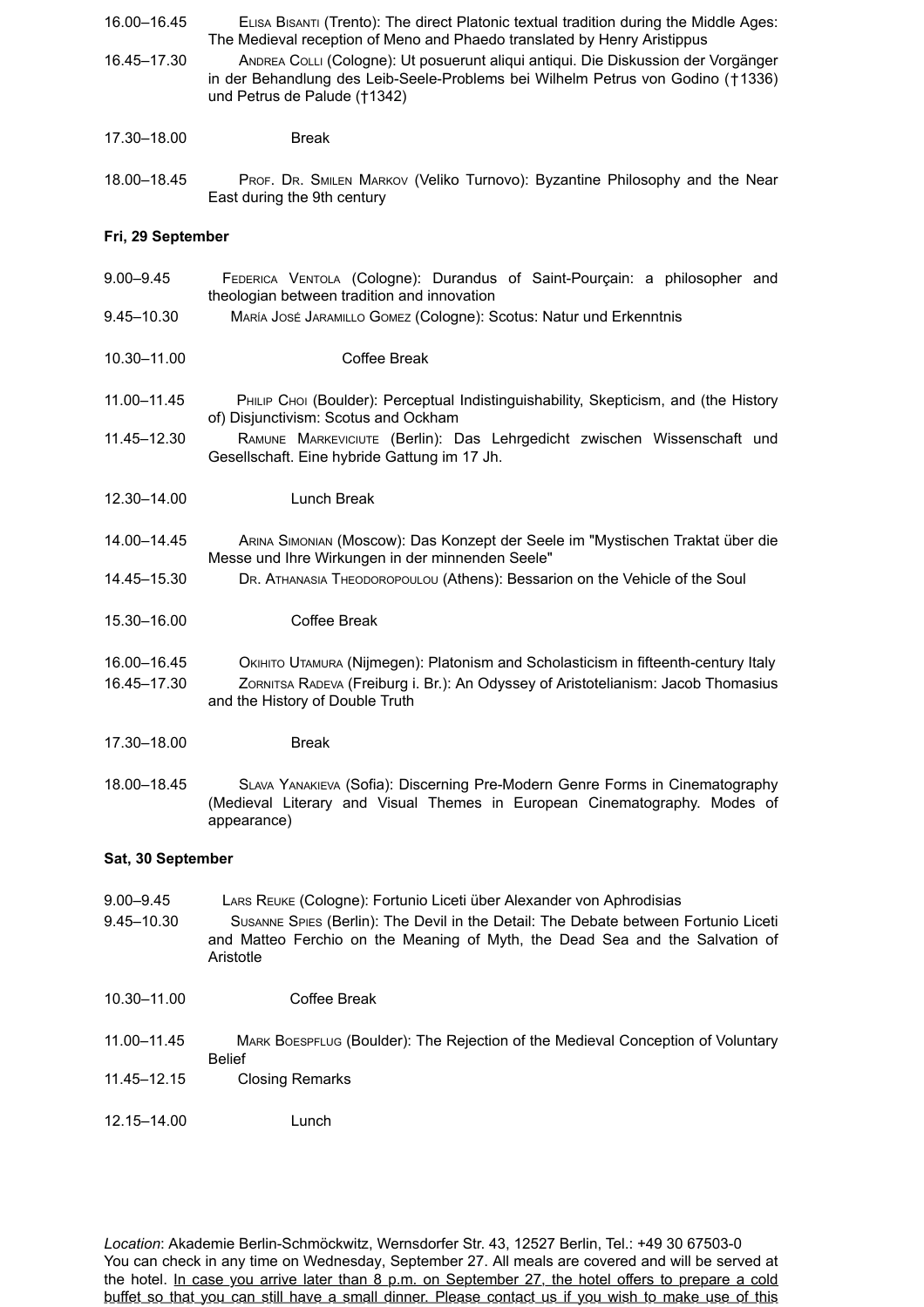16.00–16.45 Elisa Bisanti (Trento): The direct Platonic textual tradition during the Middle Ages: The Medieval reception of Meno and Phaedo translated by Henry Aristippus

16.45–17.30 Andrea Colli (Cologne): Ut posuerunt aliqui antiqui. Die Diskussion der Vorgänger in der Behandlung des Leib-Seele-Problems bei Wilhelm Petrus von Godino (†1336) und Petrus de Palude (†1342)

17.30–18.00 Break

18.00–18.45 Prof. Dr. Smilen Markov (Veliko Turnovo): Byzantine Philosophy and the Near East during the 9th century

**Fri, 29 September**

9.00–9.45 Federica Ventola (Cologne): Durandus of Saint-Pourçain: a philosopher and theologian between tradition and innovation

9.45–10.30 María José Jaramillo Gomez (Cologne): Scotus: Natur und Erkenntnis

10.30–11.00 Coffee Break

11.00–11.45 Philip Choi (Boulder): Perceptual Indistinguishability, Skepticism, and (the History of) Disjunctivism: Scotus and Ockham

11.45–12.30 Ramune Markeviciute (Berlin): Das Lehrgedicht zwischen Wissenschaft und Gesellschaft. Eine hybride Gattung im 17 Jh.

12.30–14.00 Lunch Break

14.00–14.45 Arina Simonian (Moscow): Das Konzept der Seele im "Mystischen Traktat über die Messe und Ihre Wirkungen in der minnenden Seele"

14.45–15.30 Dr. Athanasia Theodoropoulou (Athens): Bessarion on the Vehicle of the Soul

15.30–16.00 Coffee Break

16.00–16.45 Okihito Utamura (Nijmegen): Platonism and Scholasticism in fifteenth-century Italy

16.45–17.30 Zornitsa Radeva (Freiburg i. Br.): An Odyssey of Aristotelianism: Jacob Thomasius and the History of Double Truth

17.30–18.00 Break

18.00–18.45 Slava Yanakieva (Sofia): Discerning Pre-Modern Genre Forms in Cinematography (Medieval Literary and Visual Themes in European Cinematography. Modes of appearance)

**Sat, 30 September**

9.00–9.45 Lars Reuke (Cologne): Fortunio Liceti über Alexander von Aphrodisias

9.45–10.30 Susanne Spies (Berlin): The Devil in the Detail: The Debate between Fortunio Liceti and Matteo Ferchio on the Meaning of Myth, the Dead Sea and the Salvation of Aristotle

10.30–11.00 Coffee Break

11.00–11.45 Mark Boespflug (Boulder): The Rejection of the Medieval Conception of Voluntary Belief

11.45–12.15 Closing Remarks

12.15–14.00 Lunch

*Location*: Akademie Berlin-Schmöckwitz, Wernsdorfer Str. 43, 12527 Berlin, Tel.: +49 30 67503-0
You can check in any time on Wednesday, September 27. All meals are covered and will be served at the hotel. In case you arrive later than 8 p.m. on September 27, the hotel offers to prepare a cold buffet so that you can still have a small dinner. Please contact us if you wish to make use of this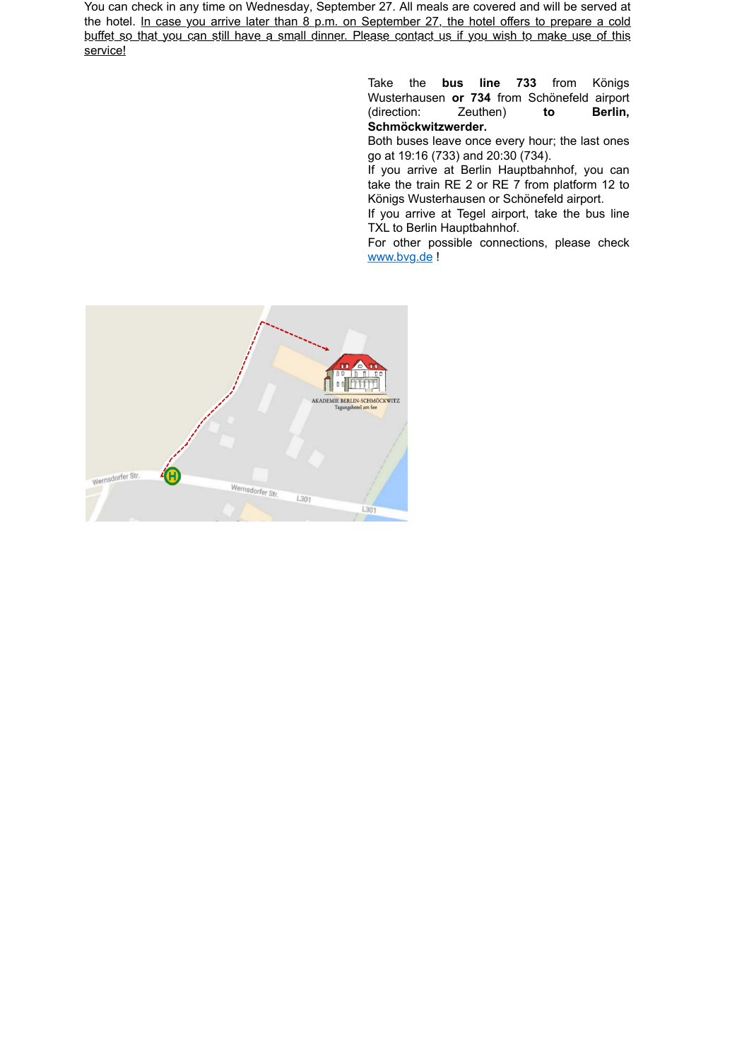You can check in any time on Wednesday, September 27. All meals are covered and will be served at the hotel. In case you arrive later than 8 p.m. on September 27, the hotel offers to prepare a cold buffet so that you can still have a small dinner. Please contact us if you wish to make use of this service!

Take the **bus line 733** from Königs Wusterhausen **or 734** from Schönefeld airport (direction: Zeuthen) **to Berlin, Schmöckwitzwerder.**
Both buses leave once every hour; the last ones go at 19:16 (733) and 20:30 (734).
If you arrive at Berlin Hauptbahnhof, you can take the train RE 2 or RE 7 from platform 12 to Königs Wusterhausen or Schönefeld airport.
If you arrive at Tegel airport, take the bus line TXL to Berlin Hauptbahnhof.
For other possible connections, please check www.bvg.de !

Wernsdorfer Str.
Wernsdorfer Str.
L301
L301
AKADEMIE BERLIN-SCHMÖCKWITZ
Tagungshotel am See